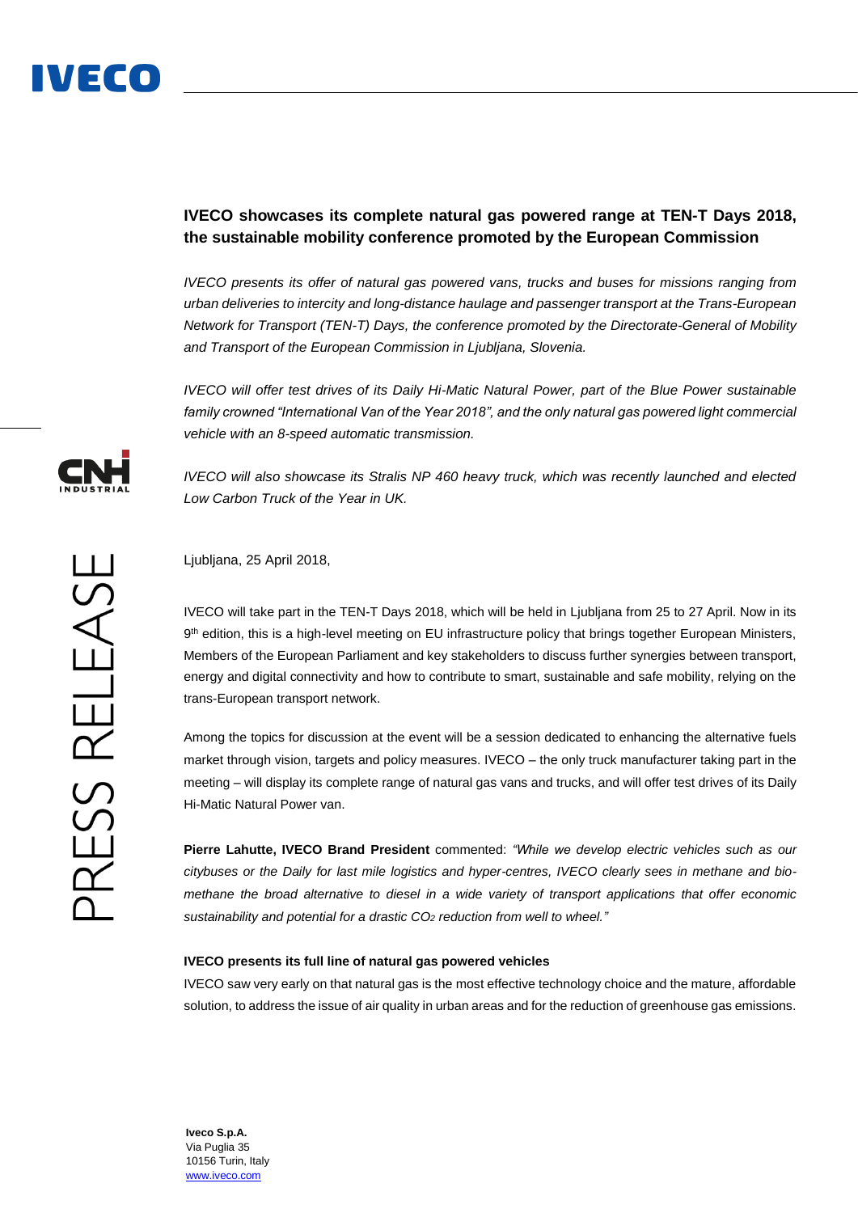## IVECO showcases its complete natural gas powered range at TEN-T Days 2018, the sustainable mobility conference promoted by the European Commission

*IVECO presents its offer of natural gas powered vans, trucks and buses for missions ranging from urban deliveries to intercity and long-distance haulage and passenger transport at the Trans-European Network for Transport (TEN-T) Days, the conference promoted by the Directorate-General of Mobility and Transport of the European Commission in Ljubljana, Slovenia.*

*IVECO will offer test drives of its Daily Hi-Matic Natural Power, part of the Blue Power sustainable family crowned "International Van of the Year 2018", and the only natural gas powered light commercial vehicle with an 8-speed automatic transmission.*

*IVECO will also showcase its Stralis NP 460 heavy truck, which was recently launched and elected Low Carbon Truck of the Year in UK.*

Ljubljana, 25 April 2018,

IVECO will take part in the TEN-T Days 2018, which will be held in Ljubljana from 25 to 27 April. Now in its 9th edition, this is a high-level meeting on EU infrastructure policy that brings together European Ministers, Members of the European Parliament and key stakeholders to discuss further synergies between transport, energy and digital connectivity and how to contribute to smart, sustainable and safe mobility, relying on the trans-European transport network.

Among the topics for discussion at the event will be a session dedicated to enhancing the alternative fuels market through vision, targets and policy measures. IVECO – the only truck manufacturer taking part in the meeting – will display its complete range of natural gas vans and trucks, and will offer test drives of its Daily Hi-Matic Natural Power van.

**Pierre Lahutte, IVECO Brand President** commented: *"While we develop electric vehicles such as our citybuses or the Daily for last mile logistics and hyper-centres, IVECO clearly sees in methane and bio-methane the broad alternative to diesel in a wide variety of transport applications that offer economic sustainability and potential for a drastic $CO_2$ reduction from well to wheel."*

**IVECO presents its full line of natural gas powered vehicles**

IVECO saw very early on that natural gas is the most effective technology choice and the mature, affordable solution, to address the issue of air quality in urban areas and for the reduction of greenhouse gas emissions.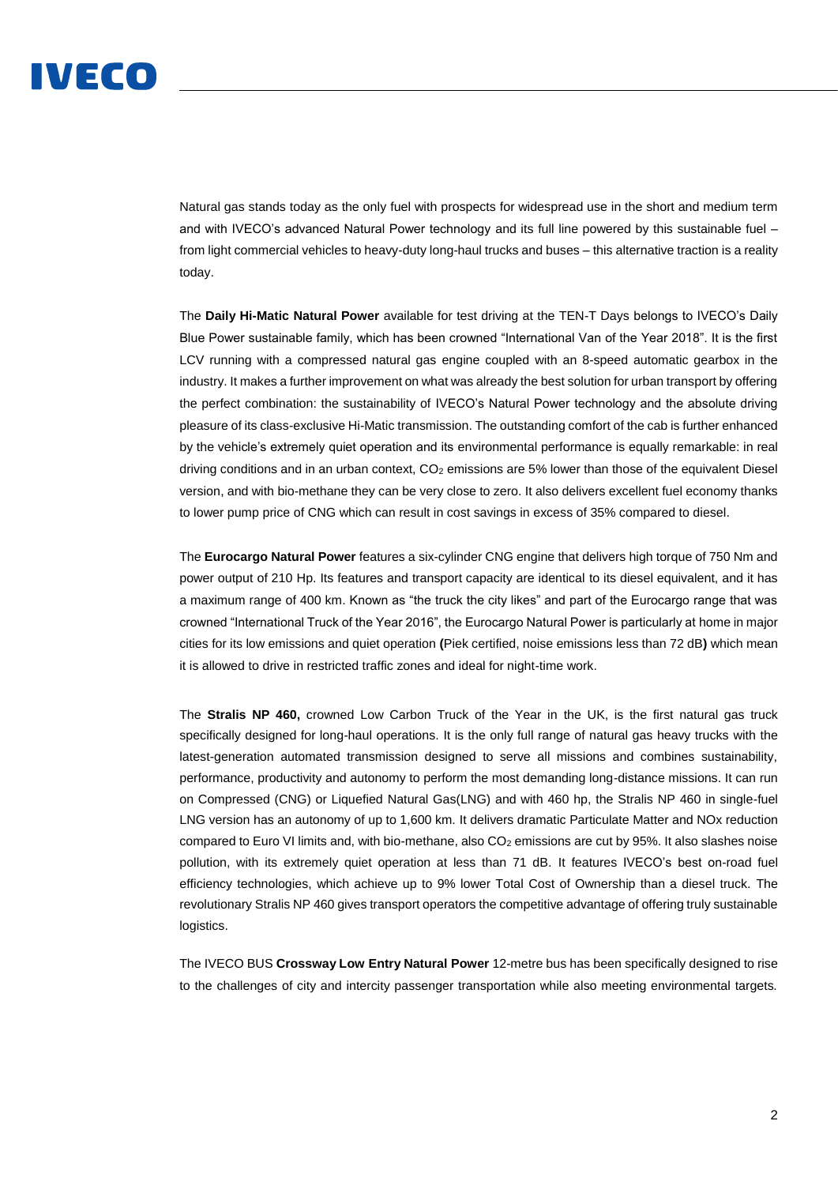Natural gas stands today as the only fuel with prospects for widespread use in the short and medium term and with IVECO's advanced Natural Power technology and its full line powered by this sustainable fuel – from light commercial vehicles to heavy-duty long-haul trucks and buses – this alternative traction is a reality today.

The **Daily Hi-Matic Natural Power** available for test driving at the TEN-T Days belongs to IVECO's Daily Blue Power sustainable family, which has been crowned "International Van of the Year 2018". It is the first LCV running with a compressed natural gas engine coupled with an 8-speed automatic gearbox in the industry. It makes a further improvement on what was already the best solution for urban transport by offering the perfect combination: the sustainability of IVECO's Natural Power technology and the absolute driving pleasure of its class-exclusive Hi-Matic transmission. The outstanding comfort of the cab is further enhanced by the vehicle's extremely quiet operation and its environmental performance is equally remarkable: in real driving conditions and in an urban context, $CO_2$ emissions are 5% lower than those of the equivalent Diesel version, and with bio-methane they can be very close to zero. It also delivers excellent fuel economy thanks to lower pump price of CNG which can result in cost savings in excess of 35% compared to diesel.

The **Eurocargo Natural Power** features a six-cylinder CNG engine that delivers high torque of 750 Nm and power output of 210 Hp. Its features and transport capacity are identical to its diesel equivalent, and it has a maximum range of 400 km. Known as "the truck the city likes" and part of the Eurocargo range that was crowned "International Truck of the Year 2016", the Eurocargo Natural Power is particularly at home in major cities for its low emissions and quiet operation **(**Piek certified, noise emissions less than 72 dB**)** which mean it is allowed to drive in restricted traffic zones and ideal for night-time work.

The **Stralis NP 460,** crowned Low Carbon Truck of the Year in the UK, is the first natural gas truck specifically designed for long-haul operations. It is the only full range of natural gas heavy trucks with the latest-generation automated transmission designed to serve all missions and combines sustainability, performance, productivity and autonomy to perform the most demanding long-distance missions. It can run on Compressed (CNG) or Liquefied Natural Gas(LNG) and with 460 hp, the Stralis NP 460 in single-fuel LNG version has an autonomy of up to 1,600 km. It delivers dramatic Particulate Matter and NOx reduction compared to Euro VI limits and, with bio-methane, also $CO_2$ emissions are cut by 95%. It also slashes noise pollution, with its extremely quiet operation at less than 71 dB. It features IVECO's best on-road fuel efficiency technologies, which achieve up to 9% lower Total Cost of Ownership than a diesel truck. The revolutionary Stralis NP 460 gives transport operators the competitive advantage of offering truly sustainable logistics.

The IVECO BUS **Crossway Low Entry Natural Power** 12-metre bus has been specifically designed to rise to the challenges of city and intercity passenger transportation while also meeting environmental targets.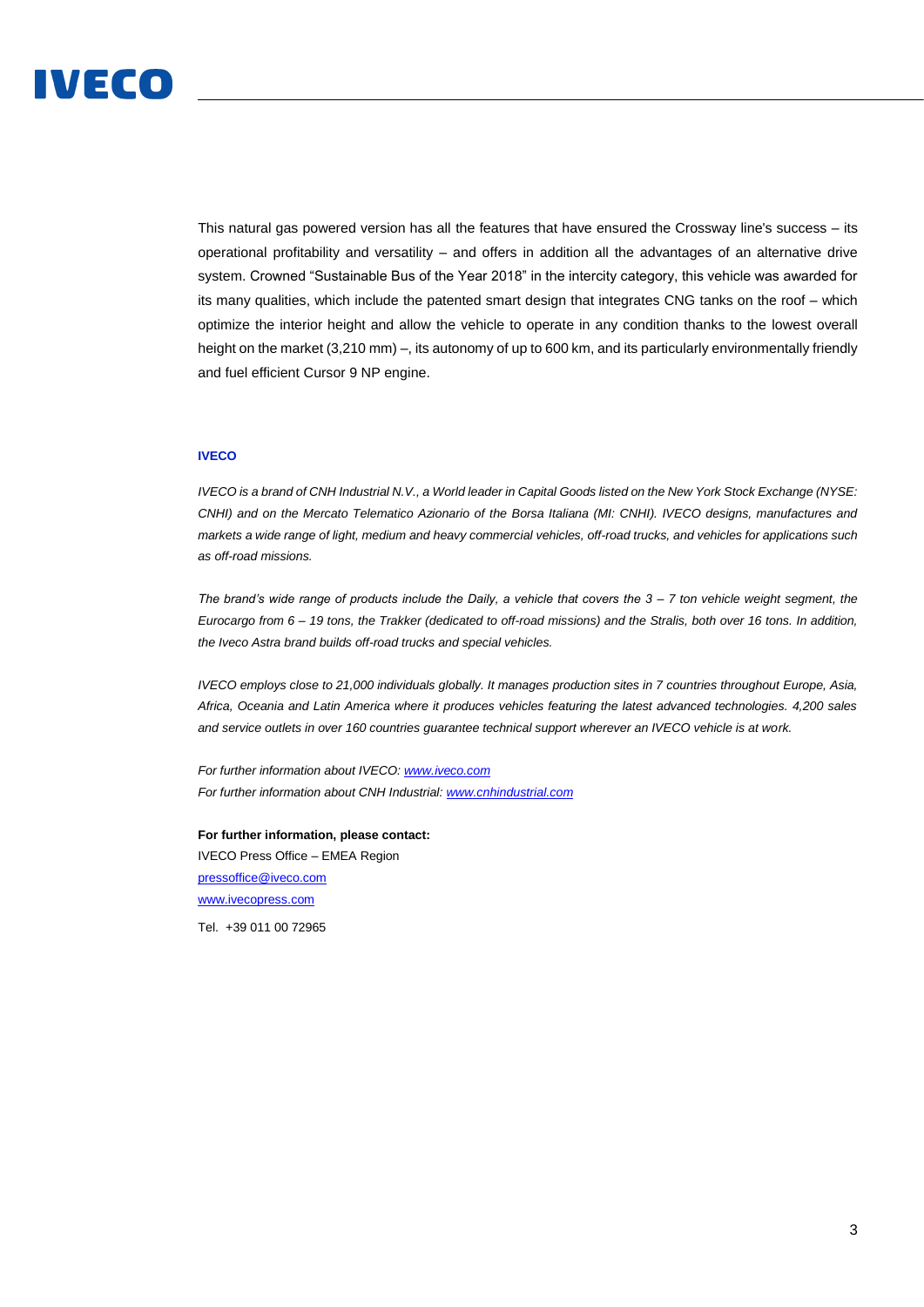This natural gas powered version has all the features that have ensured the Crossway line's success – its operational profitability and versatility – and offers in addition all the advantages of an alternative drive system. Crowned "Sustainable Bus of the Year 2018" in the intercity category, this vehicle was awarded for its many qualities, which include the patented smart design that integrates CNG tanks on the roof – which optimize the interior height and allow the vehicle to operate in any condition thanks to the lowest overall height on the market (3,210 mm) –, its autonomy of up to 600 km, and its particularly environmentally friendly and fuel efficient Cursor 9 NP engine.

**IVECO**

*IVECO is a brand of CNH Industrial N.V., a World leader in Capital Goods listed on the New York Stock Exchange (NYSE: CNHI) and on the Mercato Telematico Azionario of the Borsa Italiana (MI: CNHI). IVECO designs, manufactures and markets a wide range of light, medium and heavy commercial vehicles, off-road trucks, and vehicles for applications such as off-road missions.*

*The brand's wide range of products include the Daily, a vehicle that covers the 3 – 7 ton vehicle weight segment, the Eurocargo from 6 – 19 tons, the Trakker (dedicated to off-road missions) and the Stralis, both over 16 tons. In addition, the Iveco Astra brand builds off-road trucks and special vehicles.*

*IVECO employs close to 21,000 individuals globally. It manages production sites in 7 countries throughout Europe, Asia, Africa, Oceania and Latin America where it produces vehicles featuring the latest advanced technologies. 4,200 sales and service outlets in over 160 countries guarantee technical support wherever an IVECO vehicle is at work.*

*For further information about IVECO: [www.iveco.com](http://www.iveco.com)*
*For further information about CNH Industrial: [www.cnhindustrial.com](http://www.cnhindustrial.com)*

**For further information, please contact:**
IVECO Press Office – EMEA Region
[pressoffice@iveco.com](mailto:pressoffice@iveco.com)
[www.ivecopress.com](http://www.ivecopress.com)

Tel. +39 011 00 72965